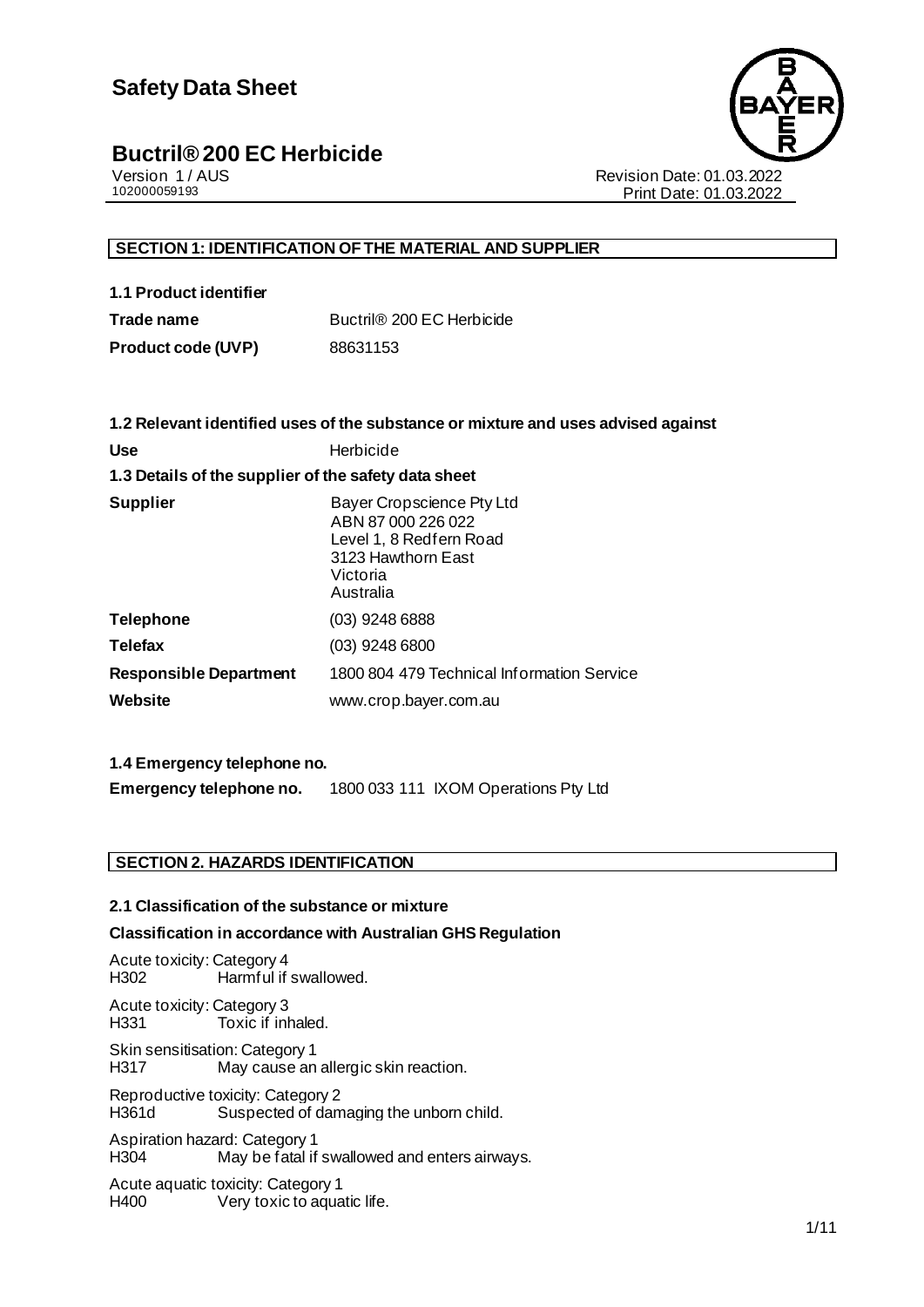# Safety Data Sheet

## Buctril® 200 EC Herbicide

Version 1 / AUS
102000059193

Revision Date: 01.03.2022
Print Date: 01.03.2022

### SECTION 1: IDENTIFICATION OF THE MATERIAL AND SUPPLIER

**1.1 Product identifier**

| | |
|---|---|
| **Trade name** | Buctril® 200 EC Herbicide |
| **Product code (UVP)** | 88631153 |

**1.2 Relevant identified uses of the substance or mixture and uses advised against**

| | |
|---|---|
| **Use** | Herbicide |

**1.3 Details of the supplier of the safety data sheet**

| | |
|---|---|
| **Supplier** | Bayer Cropscience Pty Ltd<br>ABN 87 000 226 022<br>Level 1, 8 Redfern Road<br>3123 Hawthorn East<br>Victoria<br>Australia |
| **Telephone** | (03) 9248 6888 |
| **Telefax** | (03) 9248 6800 |
| **Responsible Department** | 1800 804 479 Technical Information Service |
| **Website** | www.crop.bayer.com.au |

**1.4 Emergency telephone no.**

| | |
|---|---|
| **Emergency telephone no.** | 1800 033 111 IXOM Operations Pty Ltd |

### SECTION 2. HAZARDS IDENTIFICATION

**2.1 Classification of the substance or mixture**

**Classification in accordance with Australian GHS Regulation**

Acute toxicity: Category 4
H302 Harmful if swallowed.

Acute toxicity: Category 3
H331 Toxic if inhaled.

Skin sensitisation: Category 1
H317 May cause an allergic skin reaction.

Reproductive toxicity: Category 2
H361d Suspected of damaging the unborn child.

Aspiration hazard: Category 1
H304 May be fatal if swallowed and enters airways.

Acute aquatic toxicity: Category 1
H400 Very toxic to aquatic life.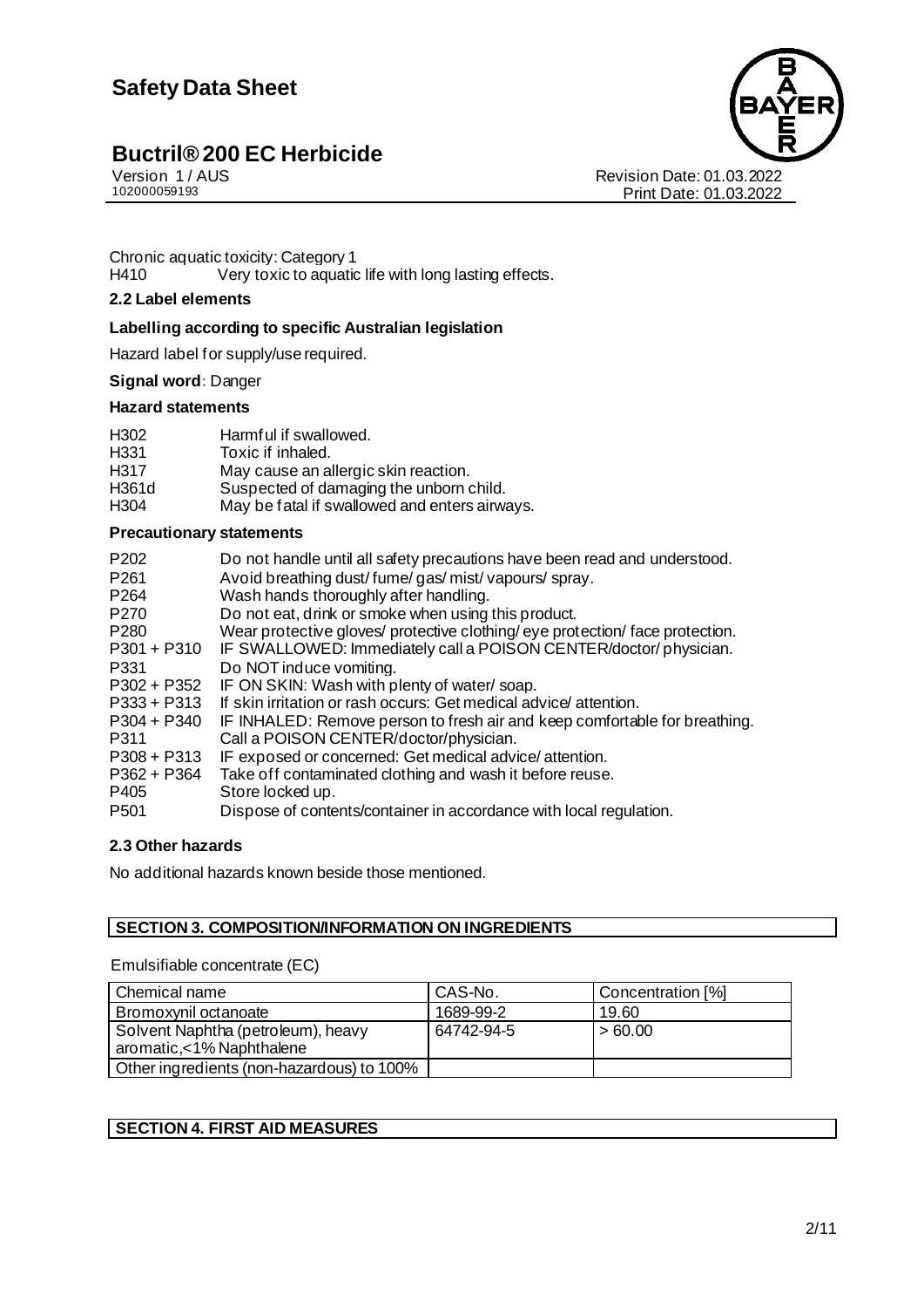Chronic aquatic toxicity: Category 1
H410 Very toxic to aquatic life with long lasting effects.

**2.2 Label elements**

**Labelling according to specific Australian legislation**

Hazard label for supply/use required.

**Signal word:** Danger

**Hazard statements**

| | |
|---|---|
| H302 | Harmful if swallowed. |
| H331 | Toxic if inhaled. |
| H317 | May cause an allergic skin reaction. |
| H361d | Suspected of damaging the unborn child. |
| H304 | May be fatal if swallowed and enters airways. |

**Precautionary statements**

| | |
|---|---|
| P202 | Do not handle until all safety precautions have been read and understood. |
| P261 | Avoid breathing dust/ fume/ gas/ mist/ vapours/ spray. |
| P264 | Wash hands thoroughly after handling. |
| P270 | Do not eat, drink or smoke when using this product. |
| P280 | Wear protective gloves/ protective clothing/ eye protection/ face protection. |
| P301 + P310 | IF SWALLOWED: Immediately call a POISON CENTER/doctor/ physician. |
| P331 | Do NOT induce vomiting. |
| P302 + P352 | IF ON SKIN: Wash with plenty of water/ soap. |
| P333 + P313 | If skin irritation or rash occurs: Get medical advice/ attention. |
| P304 + P340 | IF INHALED: Remove person to fresh air and keep comfortable for breathing. |
| P311 | Call a POISON CENTER/doctor/physician. |
| P308 + P313 | IF exposed or concerned: Get medical advice/ attention. |
| P362 + P364 | Take off contaminated clothing and wash it before reuse. |
| P405 | Store locked up. |
| P501 | Dispose of contents/container in accordance with local regulation. |

**2.3 Other hazards**

No additional hazards known beside those mentioned.

## SECTION 3. COMPOSITION/INFORMATION ON INGREDIENTS

Emulsifiable concentrate (EC)

| Chemical name | CAS-No. | Concentration [%] |
|---|---|---|
| Bromoxynil octanoate | 1689-99-2 | 19.60 |
| Solvent Naphtha (petroleum), heavy aromatic,<1% Naphthalene | 64742-94-5 | > 60.00 |
| Other ingredients (non-hazardous) to 100% | | |

## SECTION 4. FIRST AID MEASURES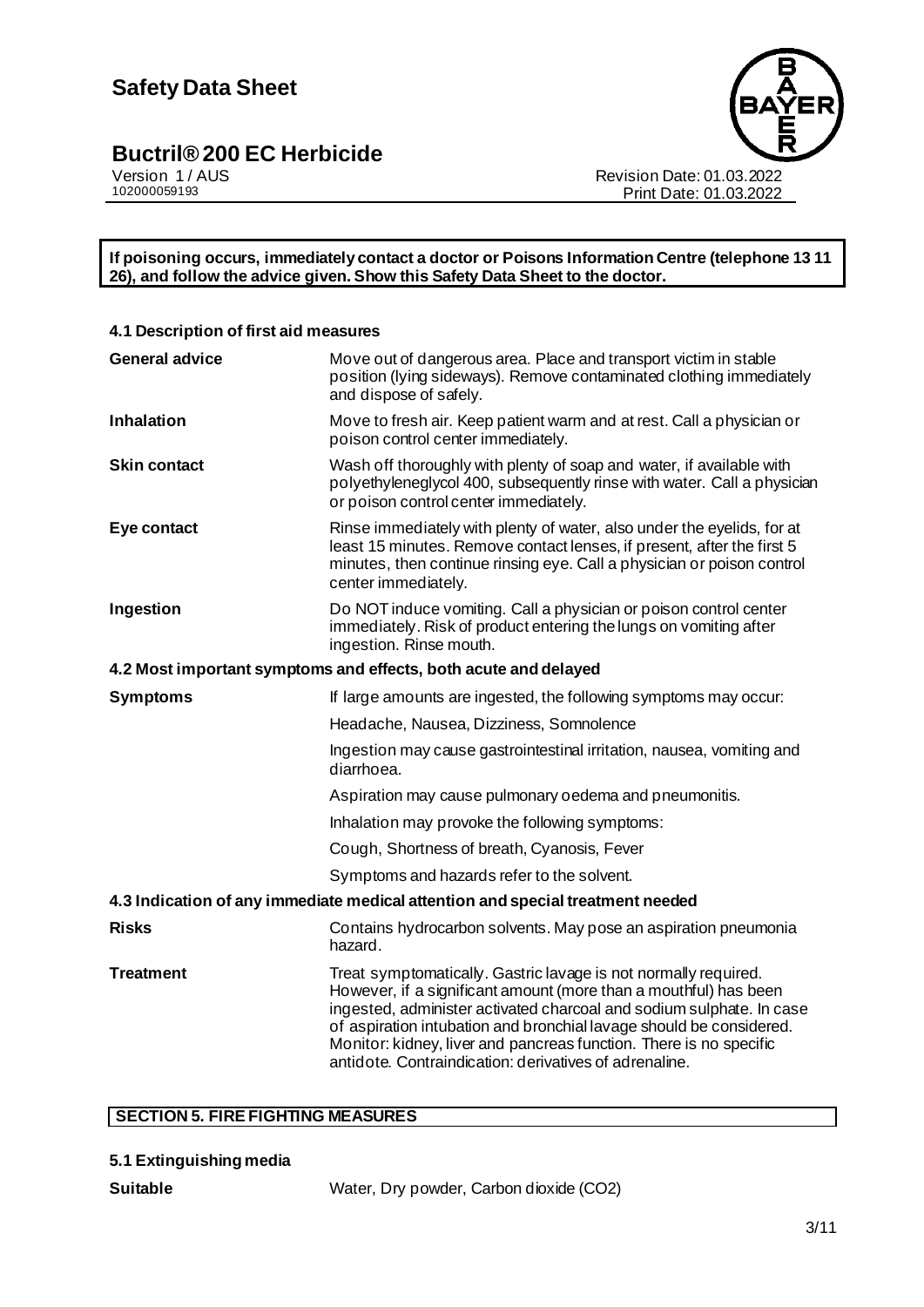**If poisoning occurs, immediately contact a doctor or Poisons Information Centre (telephone 13 11 26), and follow the advice given. Show this Safety Data Sheet to the doctor.**

### 4.1 Description of first aid measures

| | |
|---|---|
| **General advice** | Move out of dangerous area. Place and transport victim in stable position (lying sideways). Remove contaminated clothing immediately and dispose of safely. |
| **Inhalation** | Move to fresh air. Keep patient warm and at rest. Call a physician or poison control center immediately. |
| **Skin contact** | Wash off thoroughly with plenty of soap and water, if available with polyethyleneglycol 400, subsequently rinse with water. Call a physician or poison control center immediately. |
| **Eye contact** | Rinse immediately with plenty of water, also under the eyelids, for at least 15 minutes. Remove contact lenses, if present, after the first 5 minutes, then continue rinsing eye. Call a physician or poison control center immediately. |
| **Ingestion** | Do NOT induce vomiting. Call a physician or poison control center immediately. Risk of product entering the lungs on vomiting after ingestion. Rinse mouth. |

### 4.2 Most important symptoms and effects, both acute and delayed

| | |
|---|---|
| **Symptoms** | If large amounts are ingested, the following symptoms may occur: |
| | Headache, Nausea, Dizziness, Somnolence |
| | Ingestion may cause gastrointestinal irritation, nausea, vomiting and diarrhoea. |
| | Aspiration may cause pulmonary oedema and pneumonitis. |
| | Inhalation may provoke the following symptoms: |
| | Cough, Shortness of breath, Cyanosis, Fever |
| | Symptoms and hazards refer to the solvent. |

### 4.3 Indication of any immediate medical attention and special treatment needed

| | |
|---|---|
| **Risks** | Contains hydrocarbon solvents. May pose an aspiration pneumonia hazard. |
| **Treatment** | Treat symptomatically. Gastric lavage is not normally required. However, if a significant amount (more than a mouthful) has been ingested, administer activated charcoal and sodium sulphate. In case of aspiration intubation and bronchial lavage should be considered. Monitor: kidney, liver and pancreas function. There is no specific antidote. Contraindication: derivatives of adrenaline. |

## SECTION 5. FIRE FIGHTING MEASURES

### 5.1 Extinguishing media

| | |
|---|---|
| **Suitable** | Water, Dry powder, Carbon dioxide ($CO_2$) |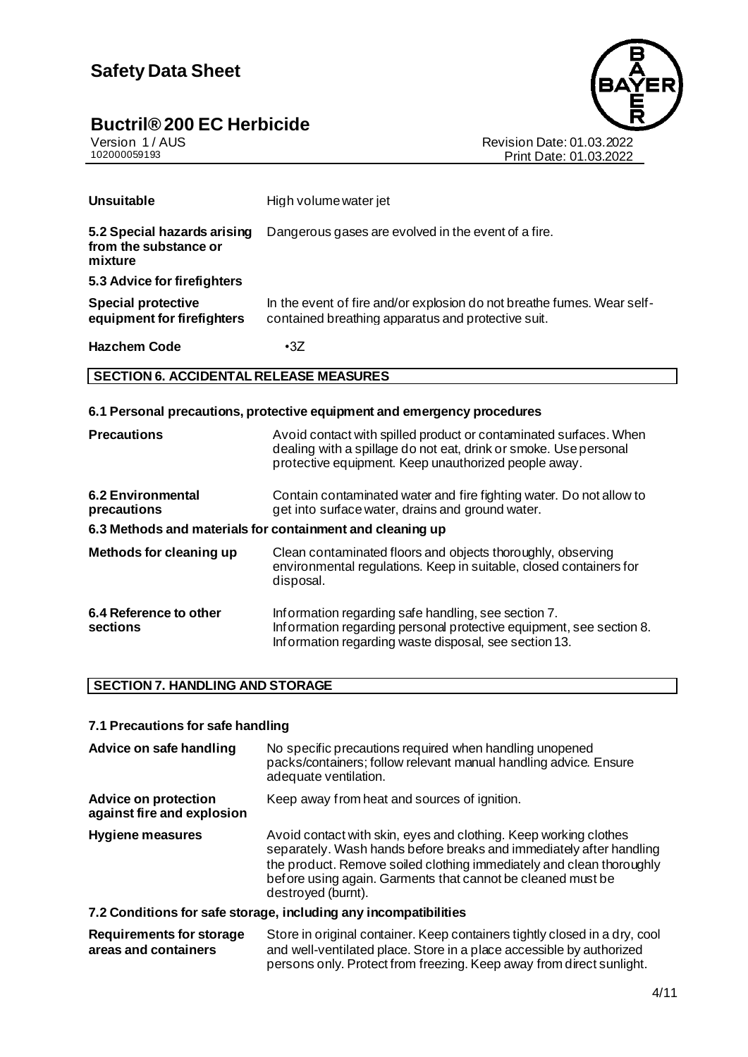| | |
|---|---|
| **Unsuitable** | High volume water jet |
| **5.2 Special hazards arising from the substance or mixture** | Dangerous gases are evolved in the event of a fire. |
| **5.3 Advice for firefighters** | |
| **Special protective equipment for firefighters** | In the event of fire and/or explosion do not breathe fumes. Wear self-contained breathing apparatus and protective suit. |
| **Hazchem Code** | •3Z |

## SECTION 6. ACCIDENTAL RELEASE MEASURES

### 6.1 Personal precautions, protective equipment and emergency procedures

| | |
|---|---|
| **Precautions** | Avoid contact with spilled product or contaminated surfaces. When dealing with a spillage do not eat, drink or smoke. Use personal protective equipment. Keep unauthorized people away. |
| **6.2 Environmental precautions** | Contain contaminated water and fire fighting water. Do not allow to get into surface water, drains and ground water. |

### 6.3 Methods and materials for containment and cleaning up

| | |
|---|---|
| **Methods for cleaning up** | Clean contaminated floors and objects thoroughly, observing environmental regulations. Keep in suitable, closed containers for disposal. |
| **6.4 Reference to other sections** | Information regarding safe handling, see section 7.<br>Information regarding personal protective equipment, see section 8.<br>Information regarding waste disposal, see section 13. |

## SECTION 7. HANDLING AND STORAGE

### 7.1 Precautions for safe handling

| | |
|---|---|
| **Advice on safe handling** | No specific precautions required when handling unopened packs/containers; follow relevant manual handling advice. Ensure adequate ventilation. |
| **Advice on protection against fire and explosion** | Keep away from heat and sources of ignition. |
| **Hygiene measures** | Avoid contact with skin, eyes and clothing. Keep working clothes separately. Wash hands before breaks and immediately after handling the product. Remove soiled clothing immediately and clean thoroughly before using again. Garments that cannot be cleaned must be destroyed (burnt). |

### 7.2 Conditions for safe storage, including any incompatibilities

| | |
|---|---|
| **Requirements for storage areas and containers** | Store in original container. Keep containers tightly closed in a dry, cool and well-ventilated place. Store in a place accessible by authorized persons only. Protect from freezing. Keep away from direct sunlight. |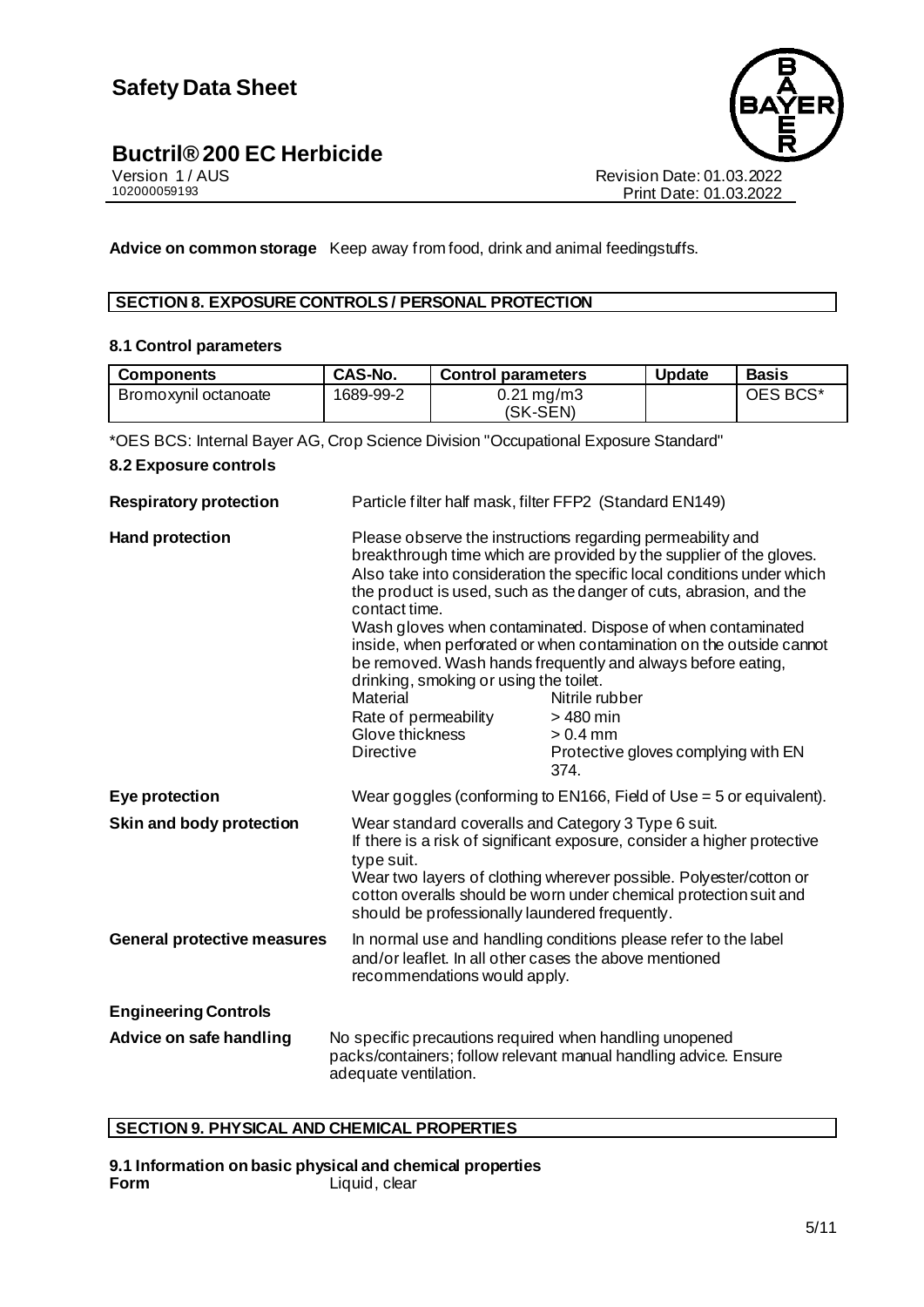**Advice on common storage** Keep away from food, drink and animal feedingstuffs.

## SECTION 8. EXPOSURE CONTROLS / PERSONAL PROTECTION

### 8.1 Control parameters

| Components | CAS-No. | Control parameters | Update | Basis |
|---|---|---|---|---|
| Bromoxynil octanoate | 1689-99-2 | 0.21 mg/m3 (SK-SEN) | | OES BCS* |

*OES BCS: Internal Bayer AG, Crop Science Division "Occupational Exposure Standard"

### 8.2 Exposure controls

**Respiratory protection** Particle filter half mask, filter FFP2 (Standard EN149)

**Hand protection** Please observe the instructions regarding permeability and breakthrough time which are provided by the supplier of the gloves. Also take into consideration the specific local conditions under which the product is used, such as the danger of cuts, abrasion, and the contact time.
Wash gloves when contaminated. Dispose of when contaminated inside, when perforated or when contamination on the outside cannot be removed. Wash hands frequently and always before eating, drinking, smoking or using the toilet.

| | |
|---|---|
| Material | Nitrile rubber |
| Rate of permeability | > 480 min |
| Glove thickness | > 0.4 mm |
| Directive | Protective gloves complying with EN 374. |

**Eye protection** Wear goggles (conforming to EN166, Field of Use = 5 or equivalent).

**Skin and body protection** Wear standard coveralls and Category 3 Type 6 suit.
If there is a risk of significant exposure, consider a higher protective type suit.
Wear two layers of clothing wherever possible. Polyester/cotton or cotton overalls should be worn under chemical protection suit and should be professionally laundered frequently.

**General protective measures** In normal use and handling conditions please refer to the label and/or leaflet. In all other cases the above mentioned recommendations would apply.

**Engineering Controls**

**Advice on safe handling** No specific precautions required when handling unopened packs/containers; follow relevant manual handling advice. Ensure adequate ventilation.

## SECTION 9. PHYSICAL AND CHEMICAL PROPERTIES

### 9.1 Information on basic physical and chemical properties

**Form** Liquid, clear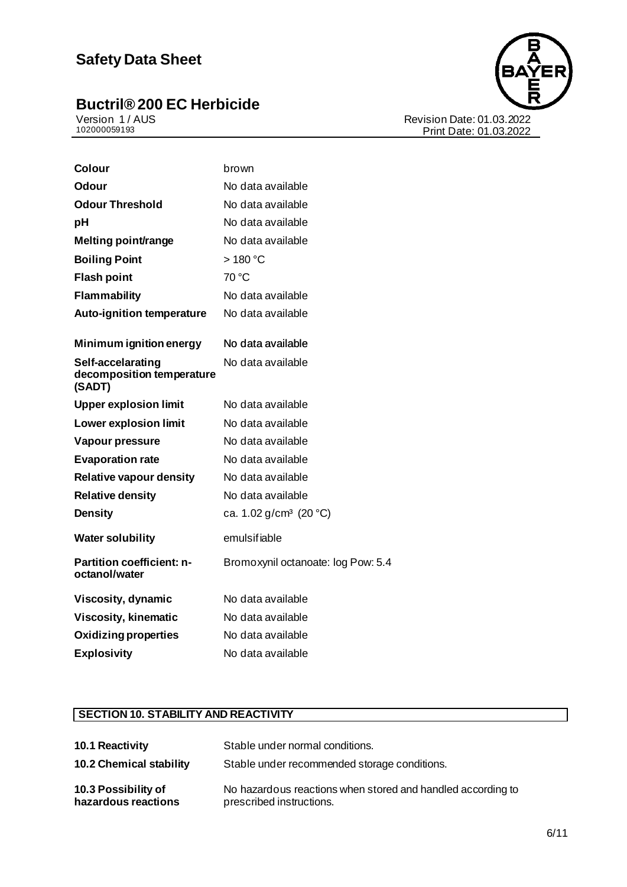| | |
|---|---|
| **Colour** | brown |
| **Odour** | No data available |
| **Odour Threshold** | No data available |
| **pH** | No data available |
| **Melting point/range** | No data available |
| **Boiling Point** | > 180 °C |
| **Flash point** | 70 °C |
| **Flammability** | No data available |
| **Auto-ignition temperature** | No data available |
| **Minimum ignition energy** | No data available |
| **Self-accelarating decomposition temperature (SADT)** | No data available |
| **Upper explosion limit** | No data available |
| **Lower explosion limit** | No data available |
| **Vapour pressure** | No data available |
| **Evaporation rate** | No data available |
| **Relative vapour density** | No data available |
| **Relative density** | No data available |
| **Density** | ca. 1.02 g/cm³ (20 °C) |
| **Water solubility** | emulsifiable |
| **Partition coefficient: n-octanol/water** | Bromoxynil octanoate: log Pow: 5.4 |
| **Viscosity, dynamic** | No data available |
| **Viscosity, kinematic** | No data available |
| **Oxidizing properties** | No data available |
| **Explosivity** | No data available |

## SECTION 10. STABILITY AND REACTIVITY

| | |
|---|---|
| **10.1 Reactivity** | Stable under normal conditions. |
| **10.2 Chemical stability** | Stable under recommended storage conditions. |
| **10.3 Possibility of hazardous reactions** | No hazardous reactions when stored and handled according to prescribed instructions. |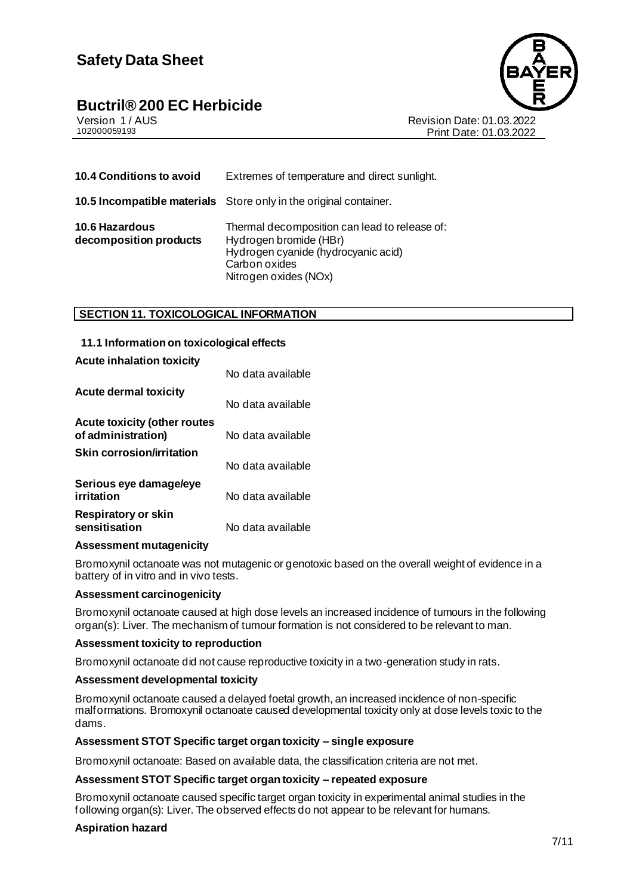| | |
|---|---|
| **10.4 Conditions to avoid** | Extremes of temperature and direct sunlight. |
| **10.5 Incompatible materials** | Store only in the original container. |
| **10.6 Hazardous decomposition products** | Thermal decomposition can lead to release of:<br>Hydrogen bromide (HBr)<br>Hydrogen cyanide (hydrocyanic acid)<br>Carbon oxides<br>Nitrogen oxides (NOx) |

## SECTION 11. TOXICOLOGICAL INFORMATION

### 11.1 Information on toxicological effects

| | |
|---|---|
| **Acute inhalation toxicity** | No data available |
| **Acute dermal toxicity** | No data available |
| **Acute toxicity (other routes of administration)** | No data available |
| **Skin corrosion/irritation** | No data available |
| **Serious eye damage/eye irritation** | No data available |
| **Respiratory or skin sensitisation** | No data available |

**Assessment mutagenicity**

Bromoxynil octanoate was not mutagenic or genotoxic based on the overall weight of evidence in a battery of in vitro and in vivo tests.

**Assessment carcinogenicity**

Bromoxynil octanoate caused at high dose levels an increased incidence of tumours in the following organ(s): Liver. The mechanism of tumour formation is not considered to be relevant to man.

**Assessment toxicity to reproduction**

Bromoxynil octanoate did not cause reproductive toxicity in a two-generation study in rats.

**Assessment developmental toxicity**

Bromoxynil octanoate caused a delayed foetal growth, an increased incidence of non-specific malformations. Bromoxynil octanoate caused developmental toxicity only at dose levels toxic to the dams.

**Assessment STOT Specific target organ toxicity – single exposure**

Bromoxynil octanoate: Based on available data, the classification criteria are not met.

**Assessment STOT Specific target organ toxicity – repeated exposure**

Bromoxynil octanoate caused specific target organ toxicity in experimental animal studies in the following organ(s): Liver. The observed effects do not appear to be relevant for humans.

**Aspiration hazard**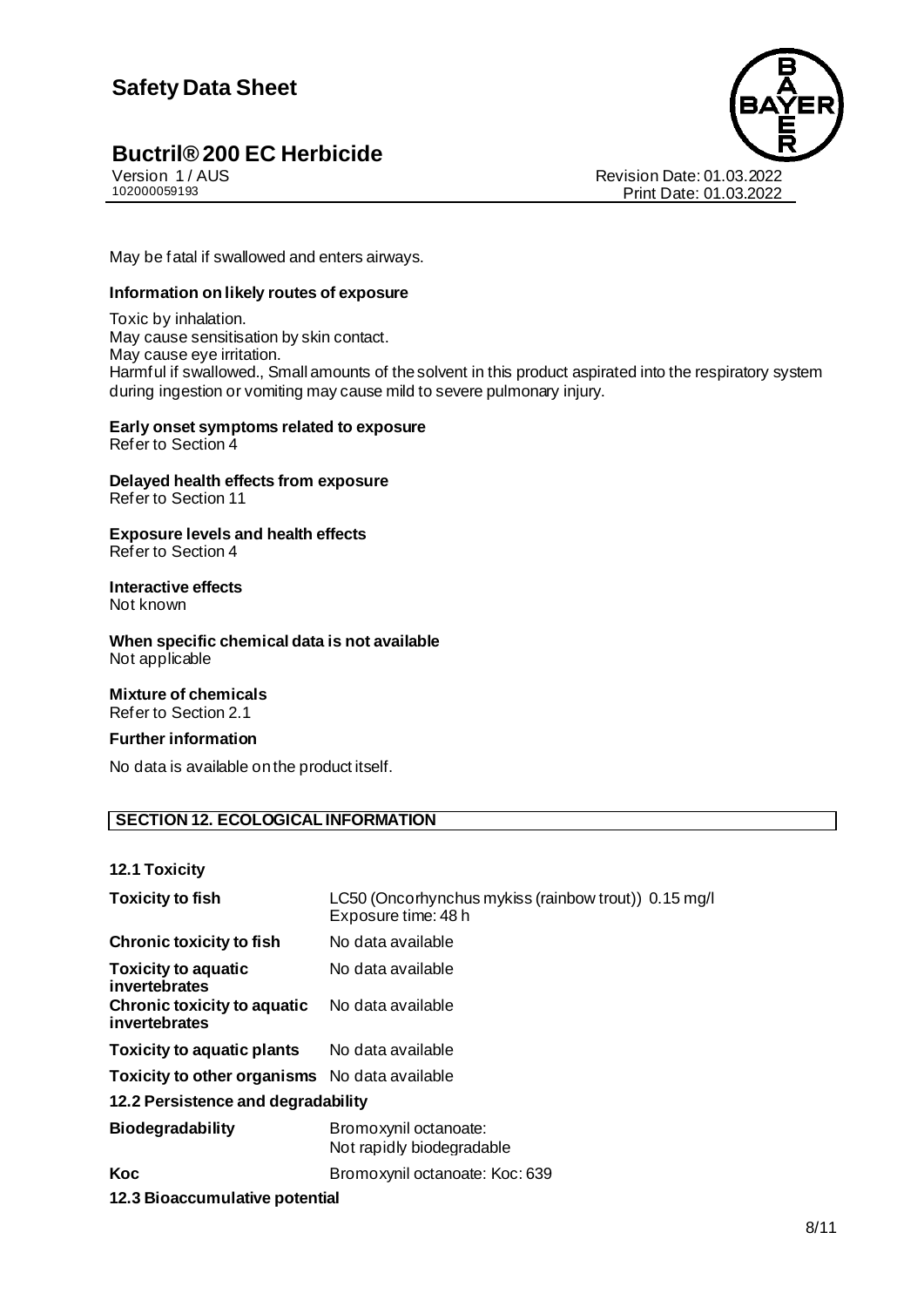May be fatal if swallowed and enters airways.

**Information on likely routes of exposure**

Toxic by inhalation.
May cause sensitisation by skin contact.
May cause eye irritation.
Harmful if swallowed., Small amounts of the solvent in this product aspirated into the respiratory system during ingestion or vomiting may cause mild to severe pulmonary injury.

**Early onset symptoms related to exposure**
Refer to Section 4

**Delayed health effects from exposure**
Refer to Section 11

**Exposure levels and health effects**
Refer to Section 4

**Interactive effects**
Not known

**When specific chemical data is not available**
Not applicable

**Mixture of chemicals**
Refer to Section 2.1

**Further information**

No data is available on the product itself.

## SECTION 12. ECOLOGICAL INFORMATION

**12.1 Toxicity**

| | |
|---|---|
| **Toxicity to fish** | LC50 (Oncorhynchus mykiss (rainbow trout)) 0.15 mg/l<br>Exposure time: 48 h |
| **Chronic toxicity to fish** | No data available |
| **Toxicity to aquatic invertebrates** | No data available |
| **Chronic toxicity to aquatic invertebrates** | No data available |
| **Toxicity to aquatic plants** | No data available |
| **Toxicity to other organisms** | No data available |

**12.2 Persistence and degradability**

| | |
|---|---|
| **Biodegradability** | Bromoxynil octanoate:<br>Not rapidly biodegradable |
| **Koc** | Bromoxynil octanoate: Koc: 639 |

**12.3 Bioaccumulative potential**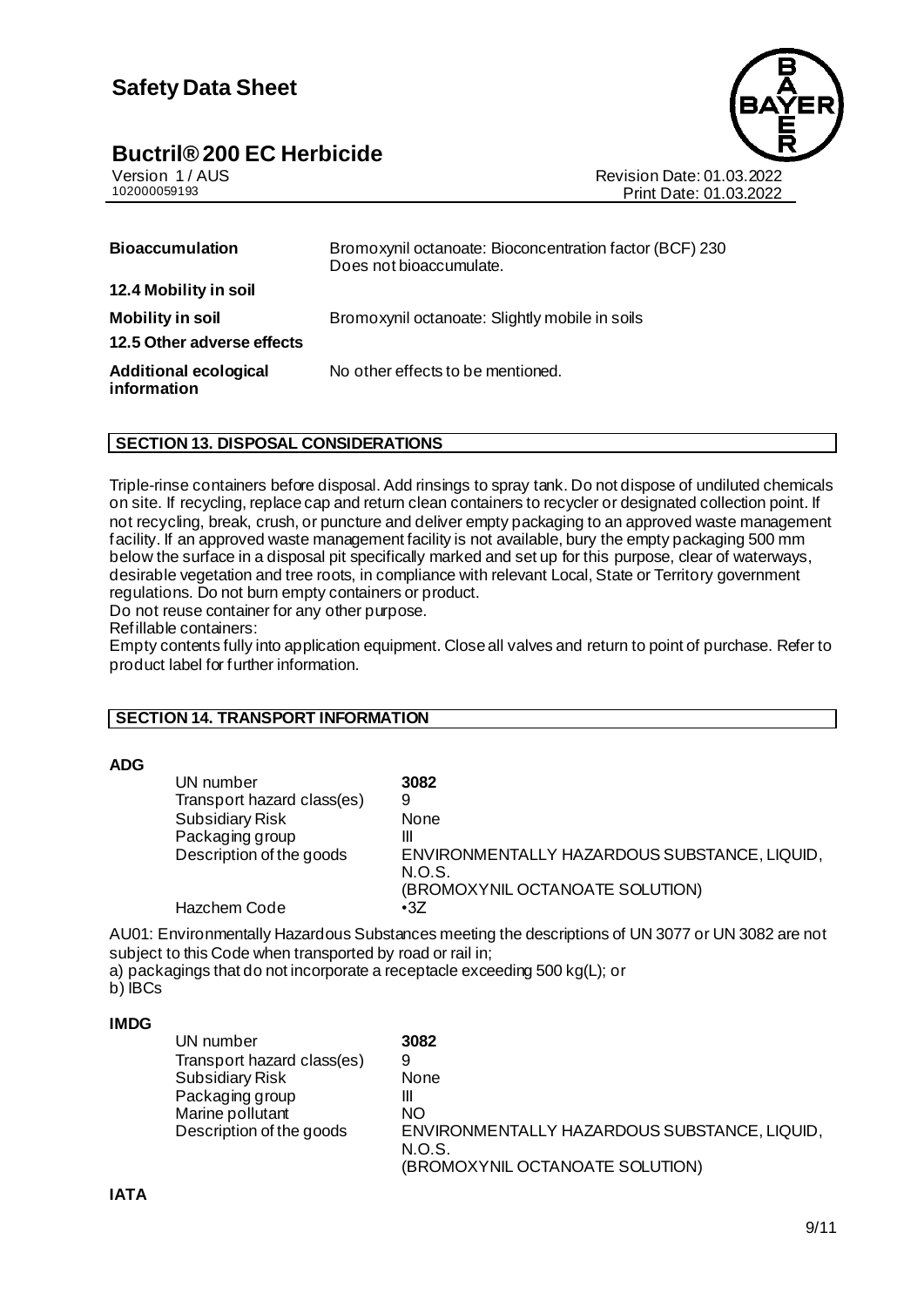| | |
|---|---|
| **Bioaccumulation** | Bromoxynil octanoate: Bioconcentration factor (BCF) 230<br>Does not bioaccumulate. |
| **12.4 Mobility in soil** | |
| **Mobility in soil** | Bromoxynil octanoate: Slightly mobile in soils |
| **12.5 Other adverse effects** | |
| **Additional ecological information** | No other effects to be mentioned. |

## SECTION 13. DISPOSAL CONSIDERATIONS

Triple-rinse containers before disposal. Add rinsings to spray tank. Do not dispose of undiluted chemicals on site. If recycling, replace cap and return clean containers to recycler or designated collection point. If not recycling, break, crush, or puncture and deliver empty packaging to an approved waste management facility. If an approved waste management facility is not available, bury the empty packaging 500 mm below the surface in a disposal pit specifically marked and set up for this purpose, clear of waterways, desirable vegetation and tree roots, in compliance with relevant Local, State or Territory government regulations. Do not burn empty containers or product.
Do not reuse container for any other purpose.
Refillable containers:
Empty contents fully into application equipment. Close all valves and return to point of purchase. Refer to product label for further information.

## SECTION 14. TRANSPORT INFORMATION

**ADG**

| | |
|---|---|
| UN number | **3082** |
| Transport hazard class(es) | 9 |
| Subsidiary Risk | None |
| Packaging group | III |
| Description of the goods | ENVIRONMENTALLY HAZARDOUS SUBSTANCE, LIQUID, N.O.S.<br>(BROMOXYNIL OCTANOATE SOLUTION) |
| Hazchem Code | •3Z |

AU01: Environmentally Hazardous Substances meeting the descriptions of UN 3077 or UN 3082 are not subject to this Code when transported by road or rail in;
a) packagings that do not incorporate a receptacle exceeding 500 kg(L); or
b) IBCs

**IMDG**

| | |
|---|---|
| UN number | **3082** |
| Transport hazard class(es) | 9 |
| Subsidiary Risk | None |
| Packaging group | III |
| Marine pollutant | NO |
| Description of the goods | ENVIRONMENTALLY HAZARDOUS SUBSTANCE, LIQUID, N.O.S.<br>(BROMOXYNIL OCTANOATE SOLUTION) |

**IATA**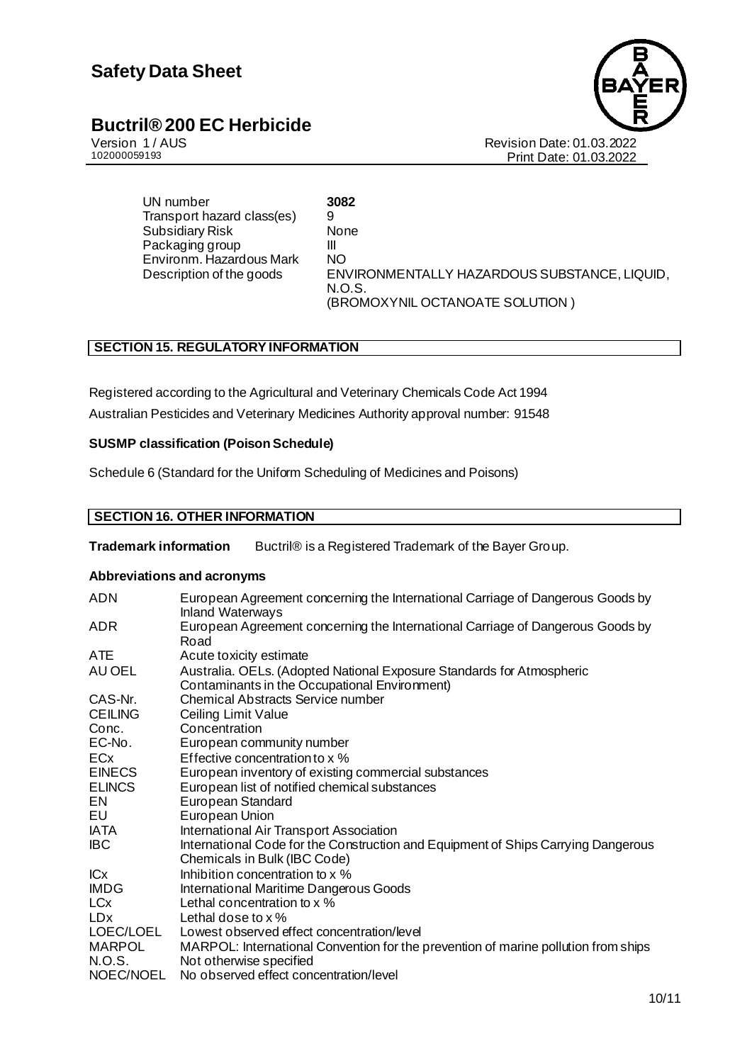| | |
|---|---|
| UN number | **3082** |
| Transport hazard class(es) | 9 |
| Subsidiary Risk | None |
| Packaging group | III |
| Environm. Hazardous Mark | NO |
| Description of the goods | ENVIRONMENTALLY HAZARDOUS SUBSTANCE, LIQUID, N.O.S. (BROMOXYNIL OCTANOATE SOLUTION ) |

## SECTION 15. REGULATORY INFORMATION

Registered according to the Agricultural and Veterinary Chemicals Code Act 1994

Australian Pesticides and Veterinary Medicines Authority approval number: 91548

**SUSMP classification (Poison Schedule)**

Schedule 6 (Standard for the Uniform Scheduling of Medicines and Poisons)

## SECTION 16. OTHER INFORMATION

**Trademark information** Buctril® is a Registered Trademark of the Bayer Group.

**Abbreviations and acronyms**

| | |
|---|---|
| ADN | European Agreement concerning the International Carriage of Dangerous Goods by Inland Waterways |
| ADR | European Agreement concerning the International Carriage of Dangerous Goods by Road |
| ATE | Acute toxicity estimate |
| AU OEL | Australia. OELs. (Adopted National Exposure Standards for Atmospheric Contaminants in the Occupational Environment) |
| CAS-Nr. | Chemical Abstracts Service number |
| CEILING | Ceiling Limit Value |
| Conc. | Concentration |
| EC-No. | European community number |
| ECx | Effective concentration to x % |
| EINECS | European inventory of existing commercial substances |
| ELINCS | European list of notified chemical substances |
| EN | European Standard |
| EU | European Union |
| IATA | International Air Transport Association |
| IBC | International Code for the Construction and Equipment of Ships Carrying Dangerous Chemicals in Bulk (IBC Code) |
| ICx | Inhibition concentration to x % |
| IMDG | International Maritime Dangerous Goods |
| LCx | Lethal concentration to x % |
| LDx | Lethal dose to x % |
| LOEC/LOEL | Lowest observed effect concentration/level |
| MARPOL | MARPOL: International Convention for the prevention of marine pollution from ships |
| N.O.S. | Not otherwise specified |
| NOEC/NOEL | No observed effect concentration/level |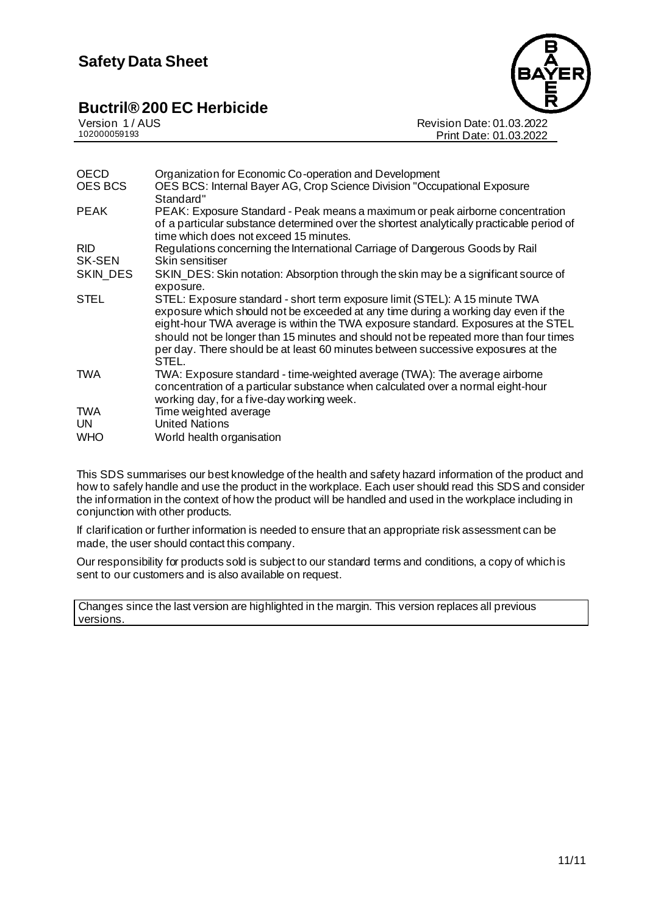| | |
|---|---|
| OECD | Organization for Economic Co-operation and Development |
| OES BCS | OES BCS: Internal Bayer AG, Crop Science Division "Occupational Exposure Standard" |
| PEAK | PEAK: Exposure Standard - Peak means a maximum or peak airborne concentration of a particular substance determined over the shortest analytically practicable period of time which does not exceed 15 minutes. |
| RID | Regulations concerning the International Carriage of Dangerous Goods by Rail |
| SK-SEN | Skin sensitiser |
| SKIN_DES | SKIN_DES: Skin notation: Absorption through the skin may be a significant source of exposure. |
| STEL | STEL: Exposure standard - short term exposure limit (STEL): A 15 minute TWA exposure which should not be exceeded at any time during a working day even if the eight-hour TWA average is within the TWA exposure standard. Exposures at the STEL should not be longer than 15 minutes and should not be repeated more than four times per day. There should be at least 60 minutes between successive exposures at the STEL. |
| TWA | TWA: Exposure standard - time-weighted average (TWA): The average airborne concentration of a particular substance when calculated over a normal eight-hour working day, for a five-day working week. |
| TWA | Time weighted average |
| UN | United Nations |
| WHO | World health organisation |

This SDS summarises our best knowledge of the health and safety hazard information of the product and how to safely handle and use the product in the workplace. Each user should read this SDS and consider the information in the context of how the product will be handled and used in the workplace including in conjunction with other products.

If clarification or further information is needed to ensure that an appropriate risk assessment can be made, the user should contact this company.

Our responsibility for products sold is subject to our standard terms and conditions, a copy of which is sent to our customers and is also available on request.

Changes since the last version are highlighted in the margin. This version replaces all previous versions.